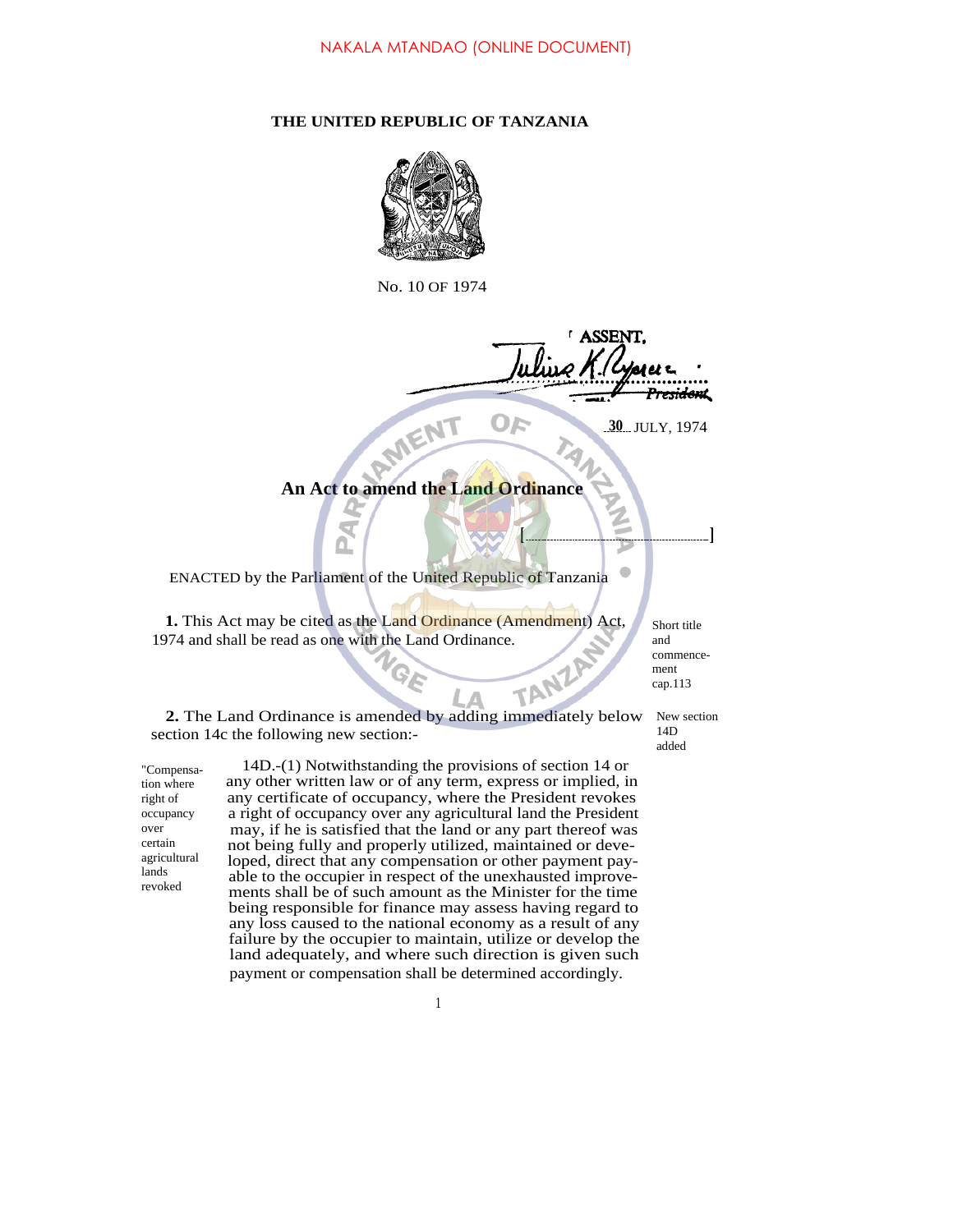NAKALA MTANDAO (ONLINE DOCUMENT)

**THE UNITED REPUBLIC OF TANZANIA**

No. 10 OF 1974

ASSENT.

Julius K. Nyerere
President

30 JULY, 1974

## An Act to amend the Land Ordinance

[ ]

ENACTED by the Parliament of the United Republic of Tanzania

**1.** This Act may be cited as the Land Ordinance (Amendment) Act, 1974 and shall be read as one with the Land Ordinance.

Short title and commencement cap.113

**2.** The Land Ordinance is amended by adding immediately below section 14c the following new section:-

New section 14D added

"Compensation where right of occupancy over certain agricultural lands revoked

14D.-(1) Notwithstanding the provisions of section 14 or any other written law or of any term, express or implied, in any certificate of occupancy, where the President revokes a right of occupancy over any agricultural land the President may, if he is satisfied that the land or any part thereof was not being fully and properly utilized, maintained or developed, direct that any compensation or other payment payable to the occupier in respect of the unexhausted improvements shall be of such amount as the Minister for the time being responsible for finance may assess having regard to any loss caused to the national economy as a result of any failure by the occupier to maintain, utilize or develop the land adequately, and where such direction is given such payment or compensation shall be determined accordingly.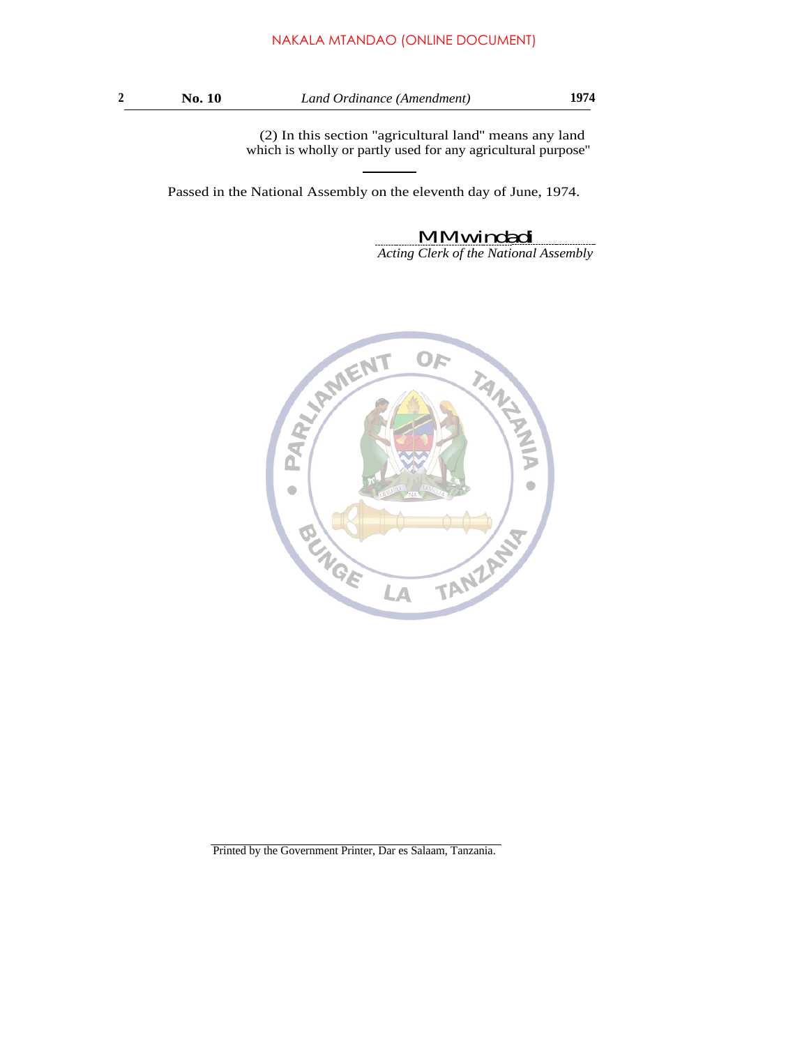(2) In this section "agricultural land" means any land which is wholly or partly used for any agricultural purpose"

---

Passed in the National Assembly on the eleventh day of June, 1974.

M Mwindadi
*Acting Clerk of the National Assembly*

Printed by the Government Printer, Dar es Salaam, Tanzania.